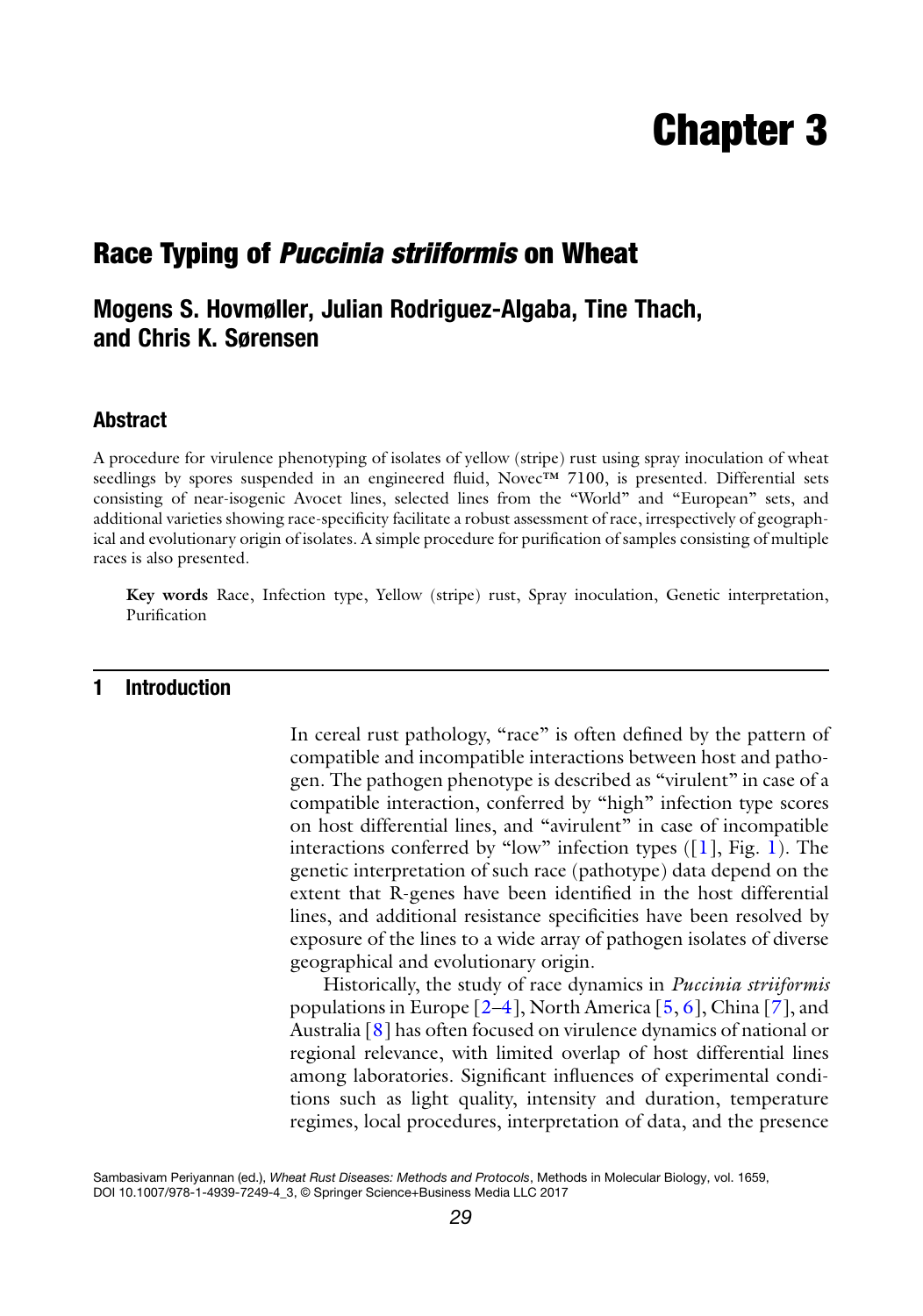# Chapter 3

## Race Typing of *Puccinia striiformis* on Wheat

### Mogens S. Hovmøller, Julian Rodriguez-Algaba, Tine Thach, and Chris K. Sørensen

### Abstract

A procedure for virulence phenotyping of isolates of yellow (stripe) rust using spray inoculation of wheat seedlings by spores suspended in an engineered fluid, Novec™ 7100, is presented. Differential sets consisting of near-isogenic Avocet lines, selected lines from the "World" and "European" sets, and additional varieties showing race-specificity facilitate a robust assessment of race, irrespectively of geographical and evolutionary origin of isolates. A simple procedure for purification of samples consisting of multiple races is also presented.

**Key words** Race, Infection type, Yellow (stripe) rust, Spray inoculation, Genetic interpretation, Purification

## 1 Introduction

In cereal rust pathology, "race" is often defined by the pattern of compatible and incompatible interactions between host and pathogen. The pathogen phenotype is described as "virulent" in case of a compatible interaction, conferred by "high" infection type scores on host differential lines, and "avirulent" in case of incompatible interactions conferred by "low" infection types ([1], Fig. 1). The genetic interpretation of such race (pathotype) data depend on the extent that R-genes have been identified in the host differential lines, and additional resistance specificities have been resolved by exposure of the lines to a wide array of pathogen isolates of diverse geographical and evolutionary origin.

Historically, the study of race dynamics in *Puccinia striiformis* populations in Europe [2–4], North America [5, 6], China [7], and Australia [8] has often focused on virulence dynamics of national or regional relevance, with limited overlap of host differential lines among laboratories. Significant influences of experimental conditions such as light quality, intensity and duration, temperature regimes, local procedures, interpretation of data, and the presence

Sambasivam Periyannan (ed.), *Wheat Rust Diseases: Methods and Protocols*, Methods in Molecular Biology, vol. 1659, DOI 10.1007/978-1-4939-7249-4_3, © Springer Science+Business Media LLC 2017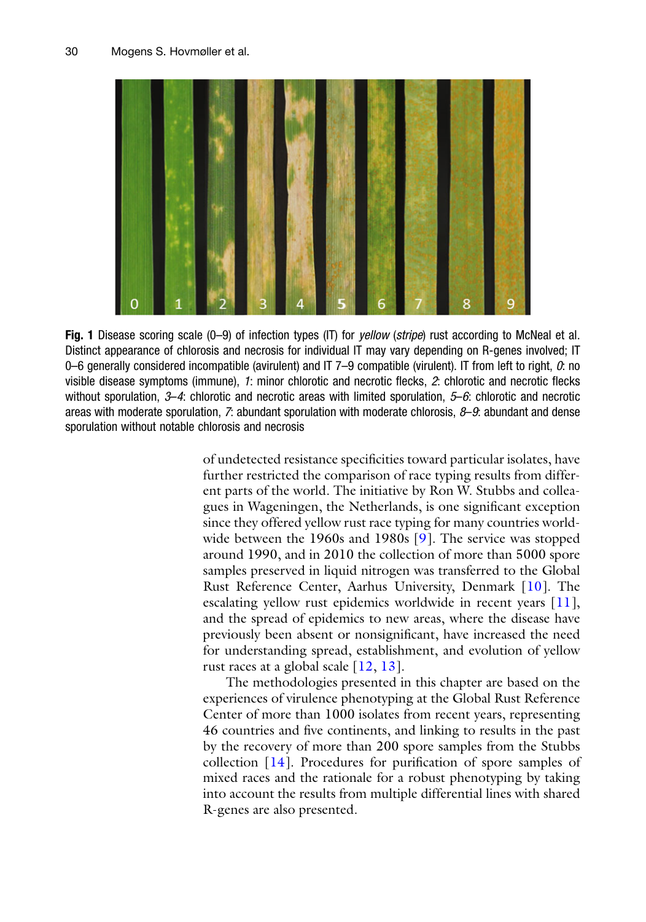**Fig. 1** Disease scoring scale (0–9) of infection types (IT) for *yellow* (*stripe*) rust according to McNeal et al. Distinct appearance of chlorosis and necrosis for individual IT may vary depending on R-genes involved; IT 0–6 generally considered incompatible (avirulent) and IT 7–9 compatible (virulent). IT from left to right, *0*: no visible disease symptoms (immune), *1*: minor chlorotic and necrotic flecks, *2*: chlorotic and necrotic flecks without sporulation, *3–4*: chlorotic and necrotic areas with limited sporulation, *5–6*: chlorotic and necrotic areas with moderate sporulation, *7*: abundant sporulation with moderate chlorosis, *8–9*: abundant and dense sporulation without notable chlorosis and necrosis

of undetected resistance specificities toward particular isolates, have further restricted the comparison of race typing results from different parts of the world. The initiative by Ron W. Stubbs and colleagues in Wageningen, the Netherlands, is one significant exception since they offered yellow rust race typing for many countries worldwide between the 1960s and 1980s [9]. The service was stopped around 1990, and in 2010 the collection of more than 5000 spore samples preserved in liquid nitrogen was transferred to the Global Rust Reference Center, Aarhus University, Denmark [10]. The escalating yellow rust epidemics worldwide in recent years [11], and the spread of epidemics to new areas, where the disease have previously been absent or nonsignificant, have increased the need for understanding spread, establishment, and evolution of yellow rust races at a global scale [12, 13].

The methodologies presented in this chapter are based on the experiences of virulence phenotyping at the Global Rust Reference Center of more than 1000 isolates from recent years, representing 46 countries and five continents, and linking to results in the past by the recovery of more than 200 spore samples from the Stubbs collection [14]. Procedures for purification of spore samples of mixed races and the rationale for a robust phenotyping by taking into account the results from multiple differential lines with shared R-genes are also presented.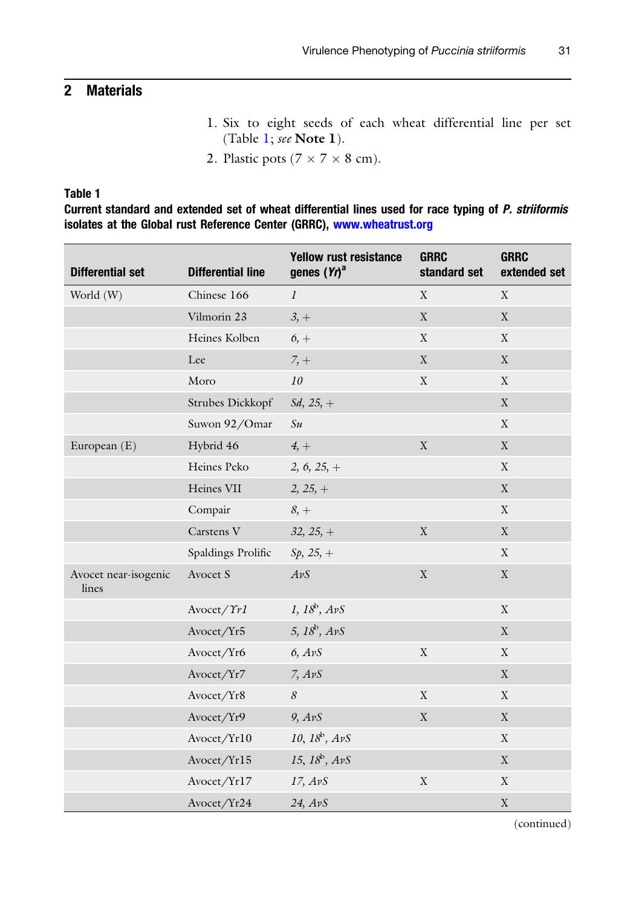## 2 Materials

1. Six to eight seeds of each wheat differential line per set (Table 1; *see* **Note 1**).
2. Plastic pots (7 × 7 × 8 cm).

**Table 1**
**Current standard and extended set of wheat differential lines used for race typing of *P. striiformis* isolates at the Global rust Reference Center (GRRC), www.wheatrust.org**

| Differential set | Differential line | Yellow rust resistance genes (*Yr*)[a] | GRRC standard set | GRRC extended set |
|---|---|---|---|---|
| World (W) | Chinese 166 | *1* | X | X |
| | Vilmorin 23 | *3, +* | X | X |
| | Heines Kolben | *6, +* | X | X |
| | Lee | *7, +* | X | X |
| | Moro | *10* | X | X |
| | Strubes Dickkopf | *Sd, 25, +* | | X |
| | Suwon 92/Omar | *Su* | | X |
| European (E) | Hybrid 46 | *4, +* | X | X |
| | Heines Peko | *2, 6, 25, +* | | X |
| | Heines VII | *2, 25, +* | | X |
| | Compair | *8, +* | | X |
| | Carstens V | *32, 25, +* | X | X |
| | Spaldings Prolific | *Sp, 25, +* | | X |
| Avocet near-isogenic lines | Avocet S | *AvS* | X | X |
| | Avocet/*Yr1* | *1, 18*[b]*, AvS* | | X |
| | Avocet/Yr5 | *5, 18*[b]*, AvS* | | X |
| | Avocet/Yr6 | *6, AvS* | X | X |
| | Avocet/Yr7 | *7, AvS* | | X |
| | Avocet/Yr8 | *8* | X | X |
| | Avocet/Yr9 | *9, AvS* | X | X |
| | Avocet/Yr10 | *10, 18*[b]*, AvS* | | X |
| | Avocet/Yr15 | *15, 18*[b]*, AvS* | | X |
| | Avocet/Yr17 | *17, AvS* | X | X |
| | Avocet/Yr24 | *24, AvS* | | X |

(continued)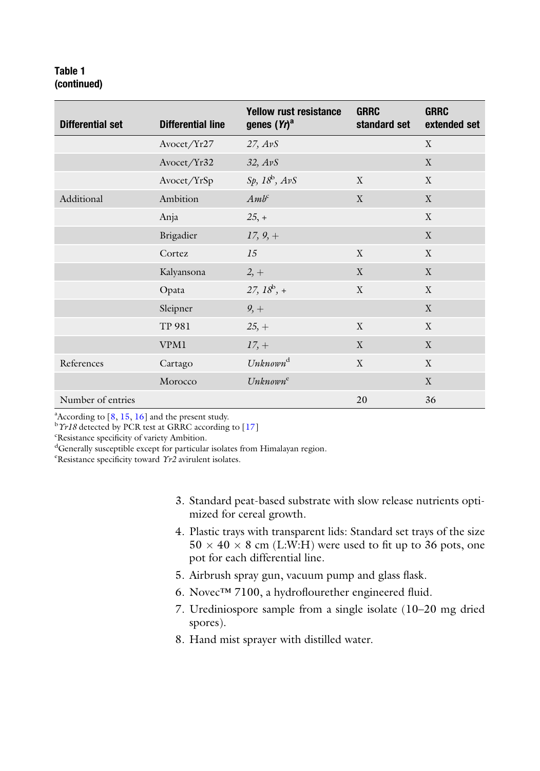**Table 1**
**(continued)**

| Differential set | Differential line | Yellow rust resistance genes (*Yr*)[a] | GRRC standard set | GRRC extended set |
|---|---|---|---|---|
| | Avocet/Yr27 | *27, AvS* | | X |
| | Avocet/Yr32 | *32, AvS* | | X |
| | Avocet/YrSp | *Sp, 18*[b]*, AvS* | X | X |
| Additional | Ambition | *Amb*[c] | X | X |
| | Anja | *25, +* | | X |
| | Brigadier | *17, 9, +* | | X |
| | Cortez | *15* | X | X |
| | Kalyansona | *2, +* | X | X |
| | Opata | *27, 18*[b]*, +* | X | X |
| | Sleipner | *9, +* | | X |
| | TP 981 | *25, +* | X | X |
| | VPM1 | *17, +* | X | X |
| References | Cartago | *Unknown*[d] | X | X |
| | Morocco | *Unknown*[e] | | X |
| Number of entries | | | 20 | 36 |

[a]According to [8, 15, 16] and the present study.
[b]*Yr18* detected by PCR test at GRRC according to [17]
[c]Resistance specificity of variety Ambition.
[d]Generally susceptible except for particular isolates from Himalayan region.
[e]Resistance specificity toward *Yr2* avirulent isolates.

3. Standard peat-based substrate with slow release nutrients optimized for cereal growth.
4. Plastic trays with transparent lids: Standard set trays of the size $50 \times 40 \times 8$ cm (L:W:H) were used to fit up to 36 pots, one pot for each differential line.
5. Airbrush spray gun, vacuum pump and glass flask.
6. Novec™ 7100, a hydroflourether engineered fluid.
7. Urediniospore sample from a single isolate (10–20 mg dried spores).
8. Hand mist sprayer with distilled water.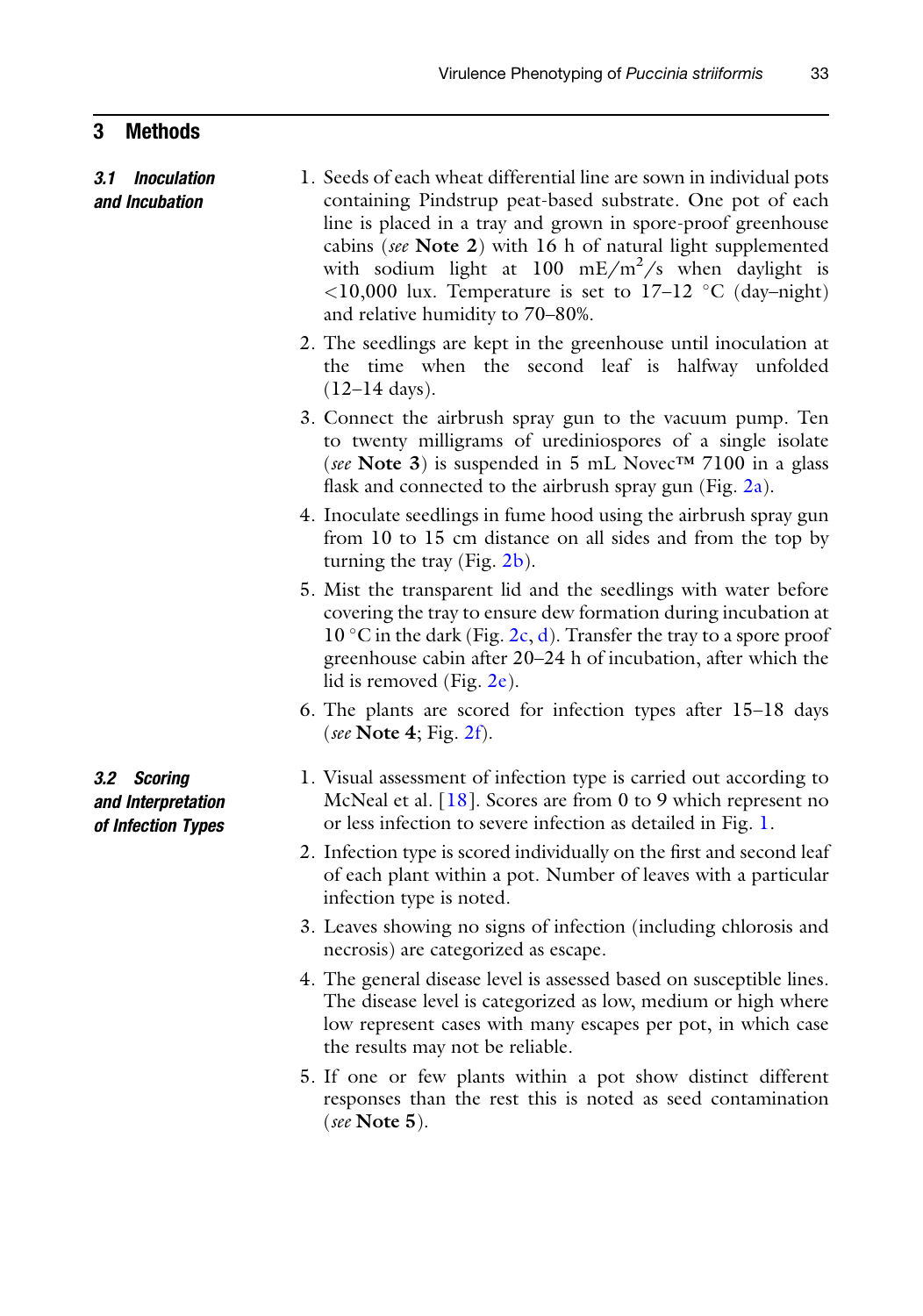# 3 Methods

### 3.1 Inoculation and Incubation

1. Seeds of each wheat differential line are sown in individual pots containing Pindstrup peat-based substrate. One pot of each line is placed in a tray and grown in spore-proof greenhouse cabins (*see* **Note 2**) with 16 h of natural light supplemented with sodium light at 100 $mE/m^2/s$ when daylight is <10,000 lux. Temperature is set to 17–12 °C (day–night) and relative humidity to 70–80%.
2. The seedlings are kept in the greenhouse until inoculation at the time when the second leaf is halfway unfolded (12–14 days).
3. Connect the airbrush spray gun to the vacuum pump. Ten to twenty milligrams of urediniospores of a single isolate (*see* **Note 3**) is suspended in 5 mL Novec™ 7100 in a glass flask and connected to the airbrush spray gun (Fig. 2a).
4. Inoculate seedlings in fume hood using the airbrush spray gun from 10 to 15 cm distance on all sides and from the top by turning the tray (Fig. 2b).
5. Mist the transparent lid and the seedlings with water before covering the tray to ensure dew formation during incubation at 10 °C in the dark (Fig. 2c, d). Transfer the tray to a spore proof greenhouse cabin after 20–24 h of incubation, after which the lid is removed (Fig. 2e).
6. The plants are scored for infection types after 15–18 days (*see* **Note 4**; Fig. 2f).

### 3.2 Scoring and Interpretation of Infection Types

1. Visual assessment of infection type is carried out according to McNeal et al. [18]. Scores are from 0 to 9 which represent no or less infection to severe infection as detailed in Fig. 1.
2. Infection type is scored individually on the first and second leaf of each plant within a pot. Number of leaves with a particular infection type is noted.
3. Leaves showing no signs of infection (including chlorosis and necrosis) are categorized as escape.
4. The general disease level is assessed based on susceptible lines. The disease level is categorized as low, medium or high where low represent cases with many escapes per pot, in which case the results may not be reliable.
5. If one or few plants within a pot show distinct different responses than the rest this is noted as seed contamination (*see* **Note 5**).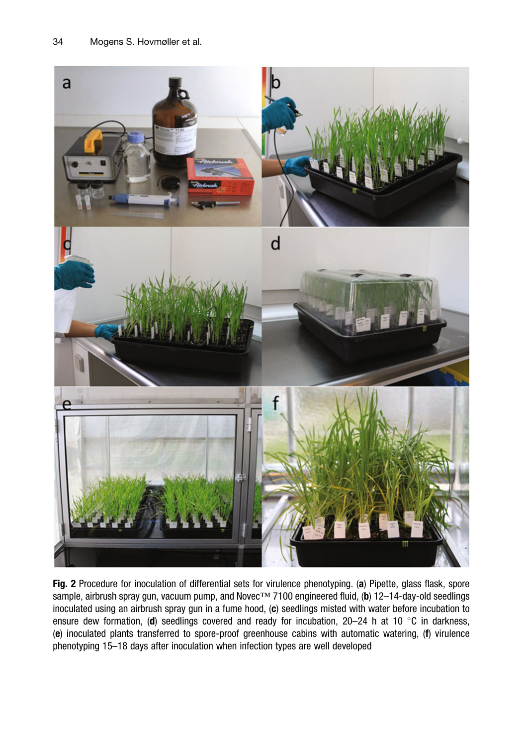**Fig. 2** Procedure for inoculation of differential sets for virulence phenotyping. (**a**) Pipette, glass flask, spore sample, airbrush spray gun, vacuum pump, and Novec™ 7100 engineered fluid, (**b**) 12–14-day-old seedlings inoculated using an airbrush spray gun in a fume hood, (**c**) seedlings misted with water before incubation to ensure dew formation, (**d**) seedlings covered and ready for incubation, 20–24 h at 10 °C in darkness, (**e**) inoculated plants transferred to spore-proof greenhouse cabins with automatic watering, (**f**) virulence phenotyping 15–18 days after inoculation when infection types are well developed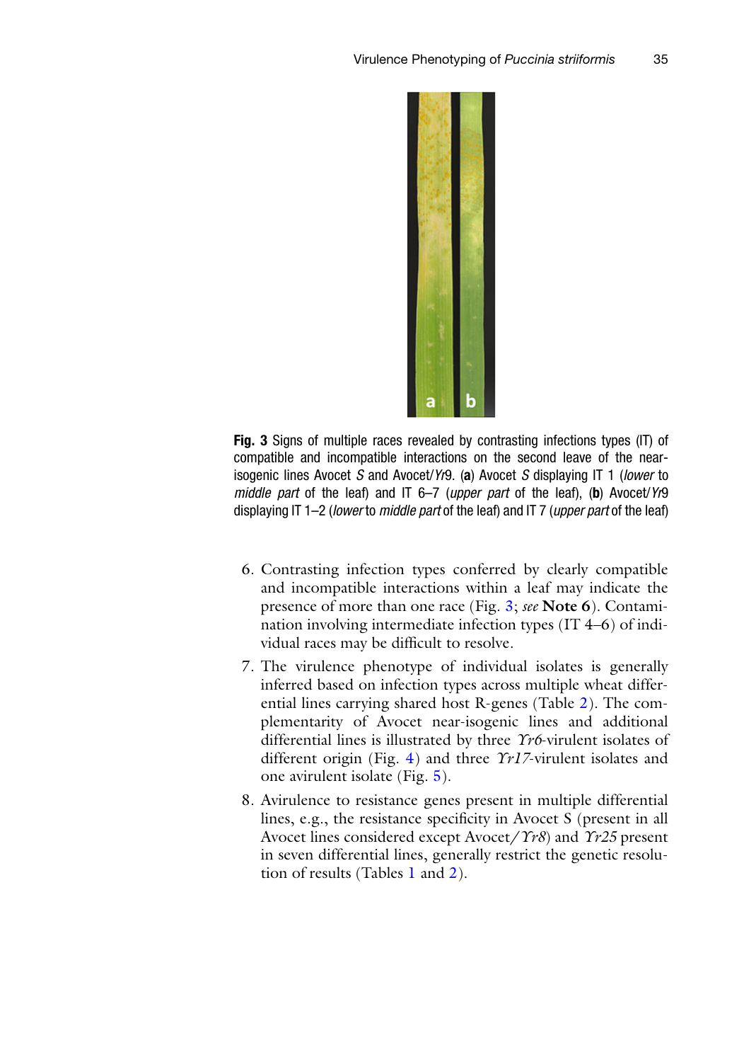**Fig. 3** Signs of multiple races revealed by contrasting infections types (IT) of compatible and incompatible interactions on the second leave of the near-isogenic lines Avocet *S* and Avocet/*Yr*9. (**a**) Avocet *S* displaying IT 1 (*lower* to *middle part* of the leaf) and IT 6–7 (*upper part* of the leaf), (**b**) Avocet/*Yr*9 displaying IT 1–2 (*lower* to *middle part* of the leaf) and IT 7 (*upper part* of the leaf)

6. Contrasting infection types conferred by clearly compatible and incompatible interactions within a leaf may indicate the presence of more than one race (Fig. 3; *see* **Note 6**). Contamination involving intermediate infection types (IT 4–6) of individual races may be difficult to resolve.
7. The virulence phenotype of individual isolates is generally inferred based on infection types across multiple wheat differential lines carrying shared host R-genes (Table 2). The complementarity of Avocet near-isogenic lines and additional differential lines is illustrated by three *Yr6*-virulent isolates of different origin (Fig. 4) and three *Yr17*-virulent isolates and one avirulent isolate (Fig. 5).
8. Avirulence to resistance genes present in multiple differential lines, e.g., the resistance specificity in Avocet S (present in all Avocet lines considered except Avocet/*Yr8*) and *Yr25* present in seven differential lines, generally restrict the genetic resolution of results (Tables 1 and 2).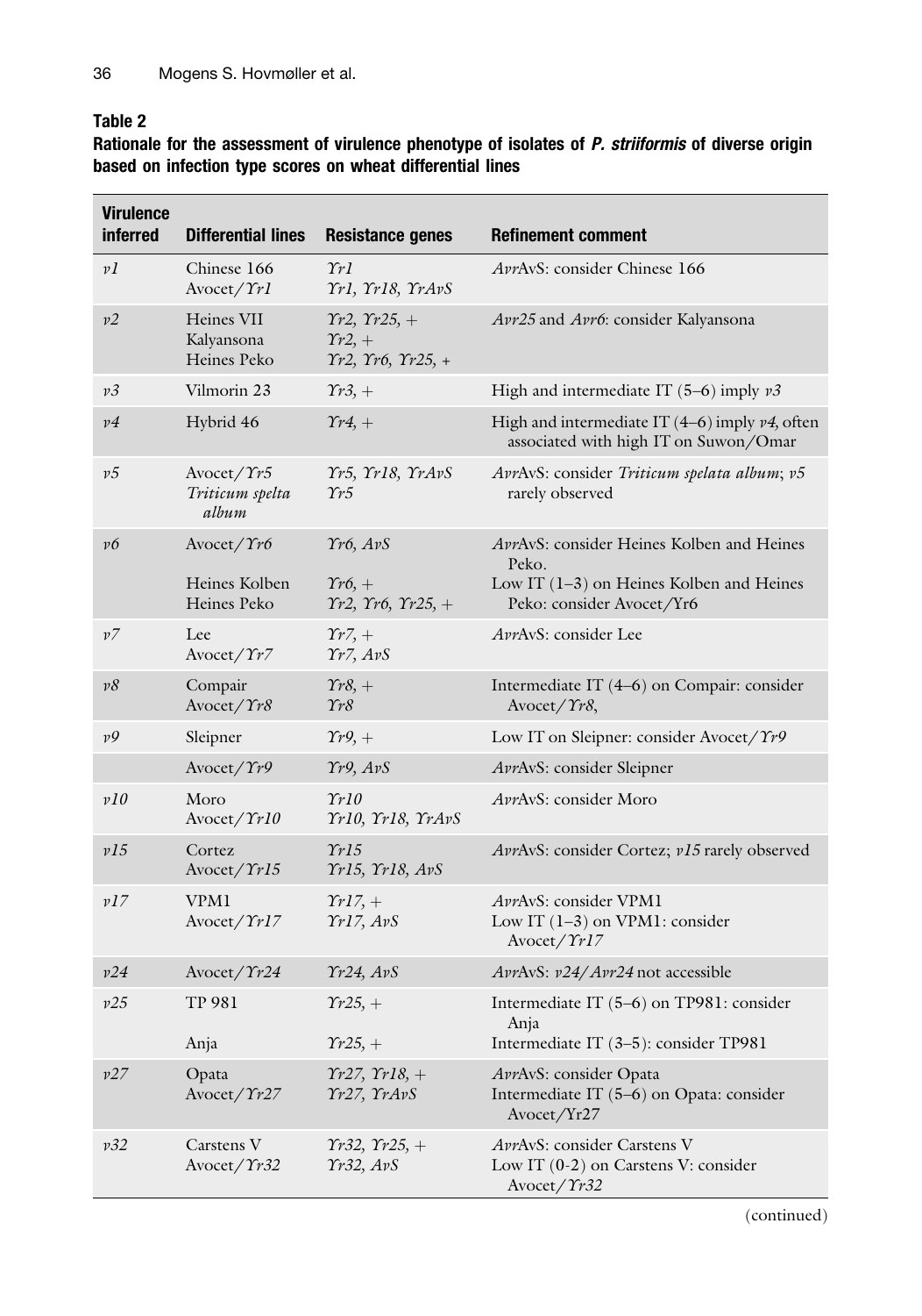**Table 2**
**Rationale for the assessment of virulence phenotype of isolates of *P. striiformis* of diverse origin based on infection type scores on wheat differential lines**

| Virulence inferred | Differential lines | Resistance genes | Refinement comment |
|---|---|---|---|
| *v1* | Chinese 166<br>Avocet/*Yr1* | *Yr1*<br>*Yr1, Yr18, YrAvS* | *Avr*AvS: consider Chinese 166 |
| *v2* | Heines VII<br>Kalyansona<br>Heines Peko | *Yr2, Yr25, +*<br>*Yr2, +*<br>*Yr2, Yr6, Yr25, +* | *Avr25* and *Avr6*: consider Kalyansona |
| *v3* | Vilmorin 23 | *Yr3, +* | High and intermediate IT (5–6) imply *v3* |
| *v4* | Hybrid 46 | *Yr4, +* | High and intermediate IT (4–6) imply *v4*, often associated with high IT on Suwon/Omar |
| *v5* | Avocet/*Yr5*<br>*Triticum spelta album* | *Yr5, Yr18, YrAvS*<br>*Yr5* | *Avr*AvS: consider *Triticum spelata album*; *v5* rarely observed |
| *v6* | Avocet/*Yr6*<br>Heines Kolben<br>Heines Peko | *Yr6, AvS*<br>*Yr6, +*<br>*Yr2, Yr6, Yr25, +* | *Avr*AvS: consider Heines Kolben and Heines Peko.<br>Low IT (1–3) on Heines Kolben and Heines Peko: consider Avocet/Yr6 |
| *v7* | Lee<br>Avocet/*Yr7* | *Yr7, +*<br>*Yr7, AvS* | *Avr*AvS: consider Lee |
| *v8* | Compair<br>Avocet/*Yr8* | *Yr8, +*<br>*Yr8* | Intermediate IT (4–6) on Compair: consider Avocet/*Yr8*, |
| *v9* | Sleipner | *Yr9, +* | Low IT on Sleipner: consider Avocet/*Yr9* |
| | Avocet/*Yr9* | *Yr9, AvS* | *Avr*AvS: consider Sleipner |
| *v10* | Moro<br>Avocet/*Yr10* | *Yr10*<br>*Yr10, Yr18, YrAvS* | *Avr*AvS: consider Moro |
| *v15* | Cortez<br>Avocet/*Yr15* | *Yr15*<br>*Yr15, Yr18, AvS* | *Avr*AvS: consider Cortez; *v15* rarely observed |
| *v17* | VPM1<br>Avocet/*Yr17* | *Yr17, +*<br>*Yr17, AvS* | *Avr*AvS: consider VPM1<br>Low IT (1–3) on VPM1: consider Avocet/*Yr17* |
| *v24* | Avocet/*Yr24* | *Yr24, AvS* | *Avr*AvS: *v24*/*Avr24* not accessible |
| *v25* | TP 981<br>Anja | *Yr25, +*<br>*Yr25, +* | Intermediate IT (5–6) on TP981: consider Anja<br>Intermediate IT (3–5): consider TP981 |
| *v27* | Opata<br>Avocet/*Yr27* | *Yr27, Yr18, +*<br>*Yr27, YrAvS* | *Avr*AvS: consider Opata<br>Intermediate IT (5–6) on Opata: consider Avocet/Yr27 |
| *v32* | Carstens V<br>Avocet/*Yr32* | *Yr32, Yr25, +*<br>*Yr32, AvS* | *Avr*AvS: consider Carstens V<br>Low IT (0-2) on Carstens V: consider Avocet/*Yr32* |

(continued)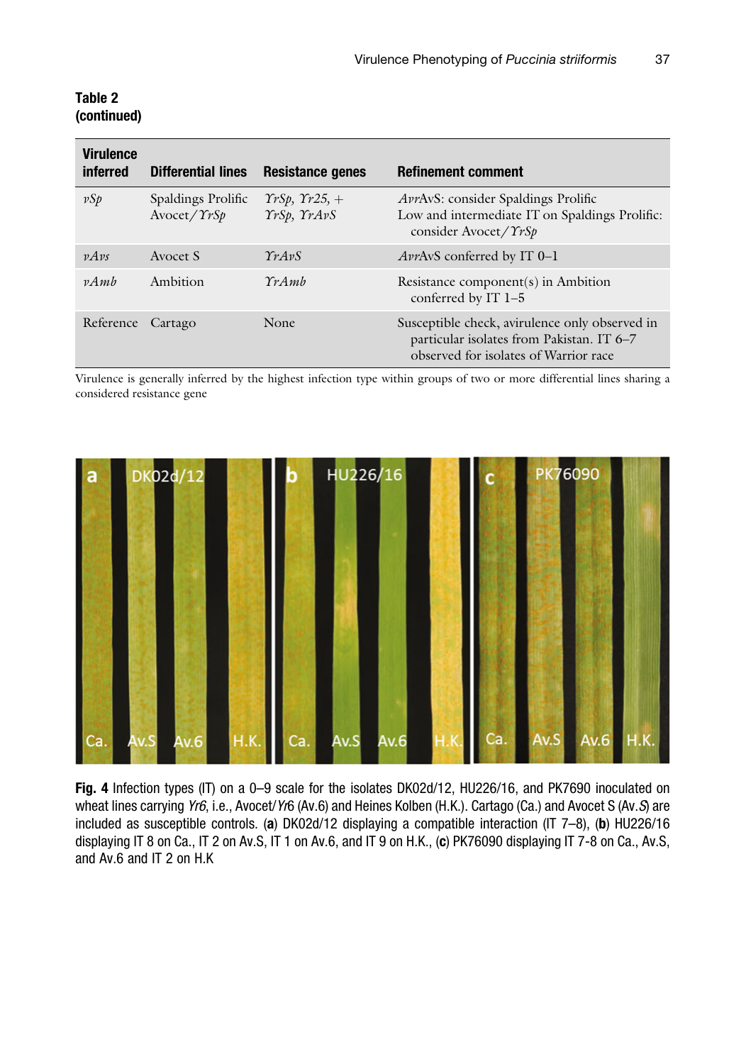**Table 2**
**(continued)**

| Virulence inferred | Differential lines | Resistance genes | Refinement comment |
|---|---|---|---|
| *vSp* | Spaldings Prolific<br>Avocet/*YrSp* | *YrSp*, *Yr25*, +<br>*YrSp*, *YrAvS* | *Avr*AvS: consider Spaldings Prolific<br>Low and intermediate IT on Spaldings Prolific: consider Avocet/*YrSp* |
| *vAvs* | Avocet S | *YrAvS* | *Avr*AvS conferred by IT 0–1 |
| *vAmb* | Ambition | *YrAmb* | Resistance component(s) in Ambition conferred by IT 1–5 |
| Reference | Cartago | None | Susceptible check, avirulence only observed in particular isolates from Pakistan. IT 6–7 observed for isolates of Warrior race |

Virulence is generally inferred by the highest infection type within groups of two or more differential lines sharing a considered resistance gene

**Fig. 4** Infection types (IT) on a 0–9 scale for the isolates DK02d/12, HU226/16, and PK7690 inoculated on wheat lines carrying *Yr6*, i.e., Avocet/*Yr6* (Av.6) and Heines Kolben (H.K.). Cartago (Ca.) and Avocet S (Av.*S*) are included as susceptible controls. (**a**) DK02d/12 displaying a compatible interaction (IT 7–8), (**b**) HU226/16 displaying IT 8 on Ca., IT 2 on Av.S, IT 1 on Av.6, and IT 9 on H.K., (**c**) PK76090 displaying IT 7-8 on Ca., Av.S, and Av.6 and IT 2 on H.K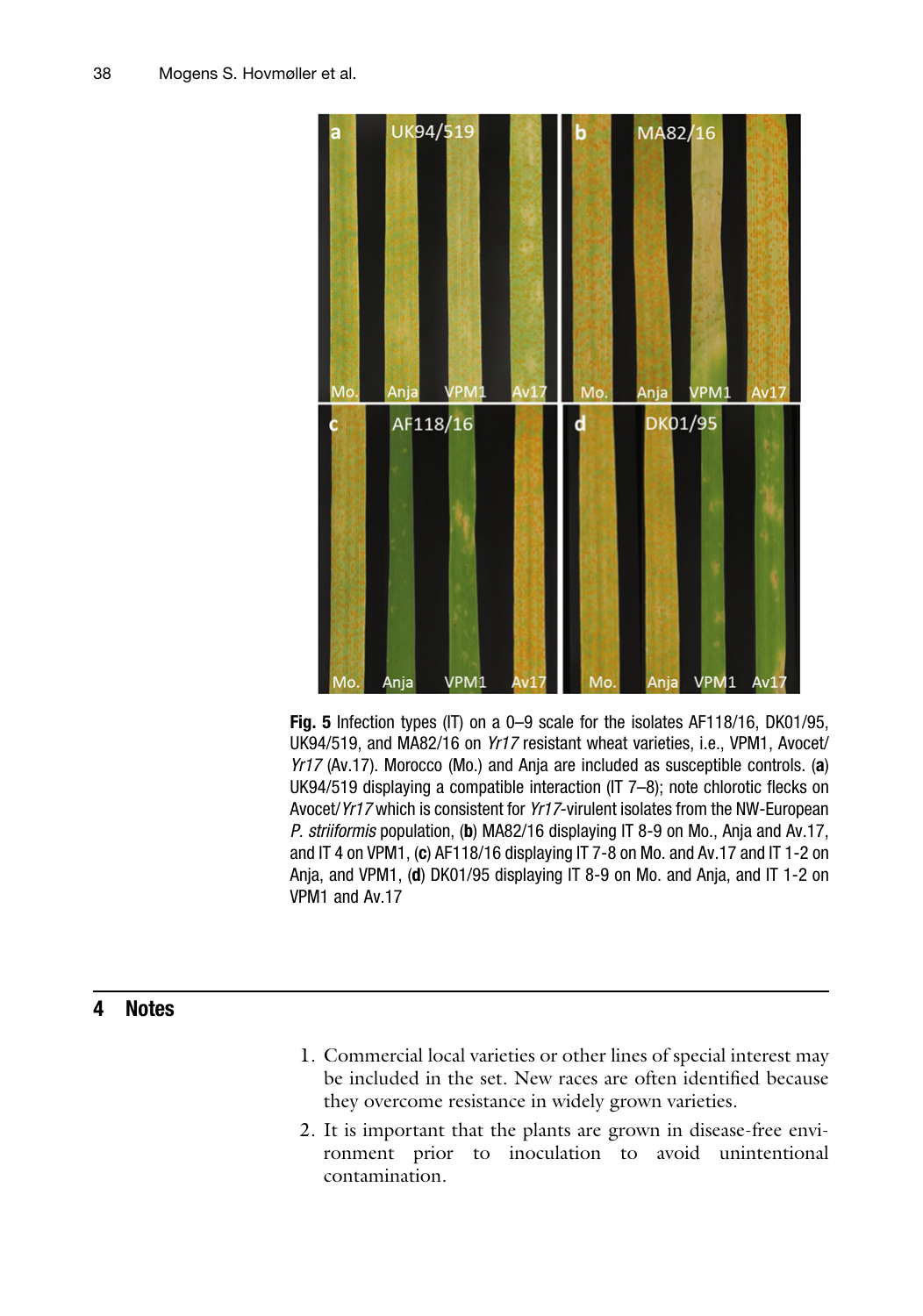**Fig. 5** Infection types (IT) on a 0–9 scale for the isolates AF118/16, DK01/95, UK94/519, and MA82/16 on *Yr17* resistant wheat varieties, i.e., VPM1, Avocet/*Yr17* (Av.17). Morocco (Mo.) and Anja are included as susceptible controls. (**a**) UK94/519 displaying a compatible interaction (IT 7–8); note chlorotic flecks on Avocet/*Yr17* which is consistent for *Yr17*-virulent isolates from the NW-European *P. striiformis* population, (**b**) MA82/16 displaying IT 8-9 on Mo., Anja and Av.17, and IT 4 on VPM1, (**c**) AF118/16 displaying IT 7-8 on Mo. and Av.17 and IT 1-2 on Anja, and VPM1, (**d**) DK01/95 displaying IT 8-9 on Mo. and Anja, and IT 1-2 on VPM1 and Av.17

## 4 Notes

1. Commercial local varieties or other lines of special interest may be included in the set. New races are often identified because they overcome resistance in widely grown varieties.
2. It is important that the plants are grown in disease-free environment prior to inoculation to avoid unintentional contamination.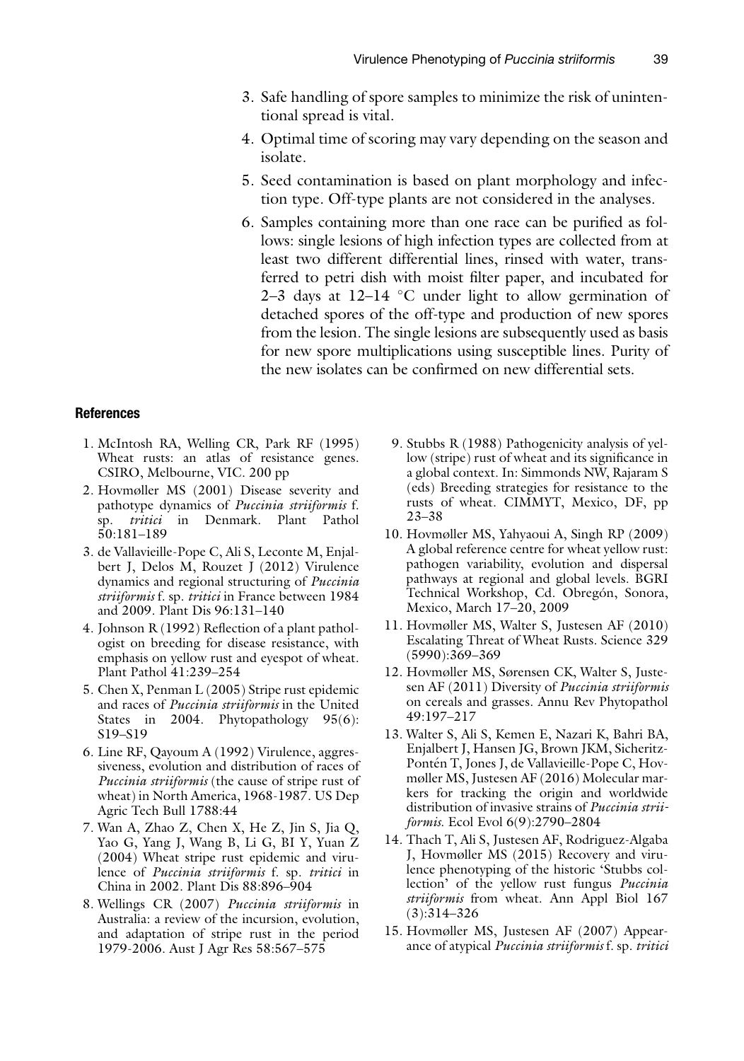3. Safe handling of spore samples to minimize the risk of unintentional spread is vital.
4. Optimal time of scoring may vary depending on the season and isolate.
5. Seed contamination is based on plant morphology and infection type. Off-type plants are not considered in the analyses.
6. Samples containing more than one race can be purified as follows: single lesions of high infection types are collected from at least two different differential lines, rinsed with water, transferred to petri dish with moist filter paper, and incubated for 2–3 days at 12–14 °C under light to allow germination of detached spores of the off-type and production of new spores from the lesion. The single lesions are subsequently used as basis for new spore multiplications using susceptible lines. Purity of the new isolates can be confirmed on new differential sets.

## References

1. McIntosh RA, Welling CR, Park RF (1995) Wheat rusts: an atlas of resistance genes. CSIRO, Melbourne, VIC. 200 pp
2. Hovmøller MS (2001) Disease severity and pathotype dynamics of *Puccinia striiformis* f. sp. *tritici* in Denmark. Plant Pathol 50:181–189
3. de Vallavieille-Pope C, Ali S, Leconte M, Enjalbert J, Delos M, Rouzet J (2012) Virulence dynamics and regional structuring of *Puccinia striiformis* f. sp. *tritici* in France between 1984 and 2009. Plant Dis 96:131–140
4. Johnson R (1992) Reflection of a plant pathologist on breeding for disease resistance, with emphasis on yellow rust and eyespot of wheat. Plant Pathol 41:239–254
5. Chen X, Penman L (2005) Stripe rust epidemic and races of *Puccinia striiformis* in the United States in 2004. Phytopathology 95(6): S19–S19
6. Line RF, Qayoum A (1992) Virulence, aggressiveness, evolution and distribution of races of *Puccinia striiformis* (the cause of stripe rust of wheat) in North America, 1968-1987. US Dep Agric Tech Bull 1788:44
7. Wan A, Zhao Z, Chen X, He Z, Jin S, Jia Q, Yao G, Yang J, Wang B, Li G, BI Y, Yuan Z (2004) Wheat stripe rust epidemic and virulence of *Puccinia striiformis* f. sp. *tritici* in China in 2002. Plant Dis 88:896–904
8. Wellings CR (2007) *Puccinia striiformis* in Australia: a review of the incursion, evolution, and adaptation of stripe rust in the period 1979-2006. Aust J Agr Res 58:567–575
9. Stubbs R (1988) Pathogenicity analysis of yellow (stripe) rust of wheat and its significance in a global context. In: Simmonds NW, Rajaram S (eds) Breeding strategies for resistance to the rusts of wheat. CIMMYT, Mexico, DF, pp 23–38
10. Hovmøller MS, Yahyaoui A, Singh RP (2009) A global reference centre for wheat yellow rust: pathogen variability, evolution and dispersal pathways at regional and global levels. BGRI Technical Workshop, Cd. Obregón, Sonora, Mexico, March 17–20, 2009
11. Hovmøller MS, Walter S, Justesen AF (2010) Escalating Threat of Wheat Rusts. Science 329 (5990):369–369
12. Hovmøller MS, Sørensen CK, Walter S, Justesen AF (2011) Diversity of *Puccinia striiformis* on cereals and grasses. Annu Rev Phytopathol 49:197–217
13. Walter S, Ali S, Kemen E, Nazari K, Bahri BA, Enjalbert J, Hansen JG, Brown JKM, Sicheritz-Pontén T, Jones J, de Vallavieille-Pope C, Hovmøller MS, Justesen AF (2016) Molecular markers for tracking the origin and worldwide distribution of invasive strains of *Puccinia striiformis*. Ecol Evol 6(9):2790–2804
14. Thach T, Ali S, Justesen AF, Rodriguez-Algaba J, Hovmøller MS (2015) Recovery and virulence phenotyping of the historic 'Stubbs collection' of the yellow rust fungus *Puccinia striiformis* from wheat. Ann Appl Biol 167 (3):314–326
15. Hovmøller MS, Justesen AF (2007) Appearance of atypical *Puccinia striiformis* f. sp. *tritici*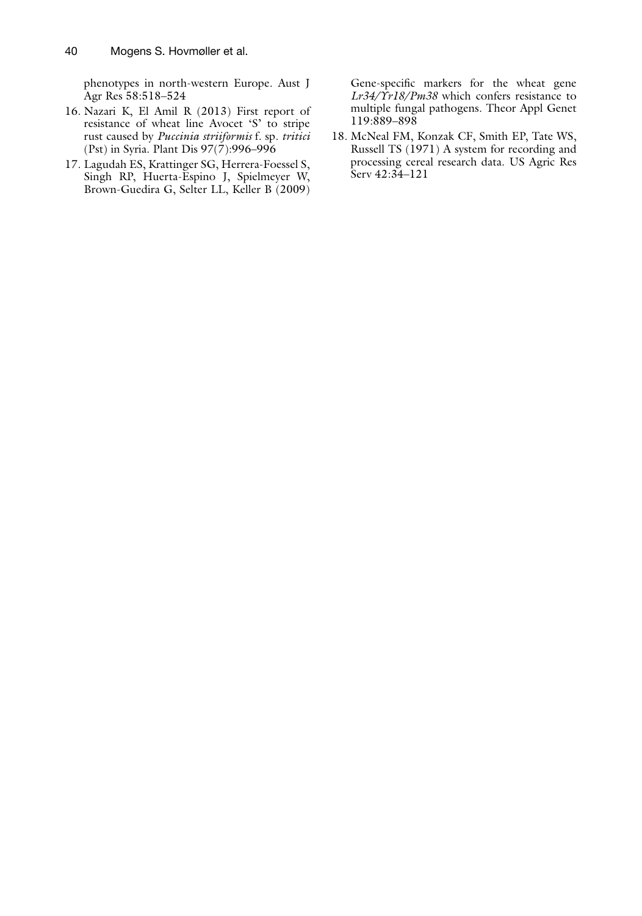phenotypes in north-western Europe. Aust J Agr Res 58:518–524

16. Nazari K, El Amil R (2013) First report of resistance of wheat line Avocet 'S' to stripe rust caused by *Puccinia striiformis* f. sp. *tritici* (Pst) in Syria. Plant Dis 97(7):996–996
17. Lagudah ES, Krattinger SG, Herrera-Foessel S, Singh RP, Huerta-Espino J, Spielmeyer W, Brown-Guedira G, Selter LL, Keller B (2009) Gene-specific markers for the wheat gene *Lr34/Yr18/Pm38* which confers resistance to multiple fungal pathogens. Theor Appl Genet 119:889–898
18. McNeal FM, Konzak CF, Smith EP, Tate WS, Russell TS (1971) A system for recording and processing cereal research data. US Agric Res Serv 42:34–121